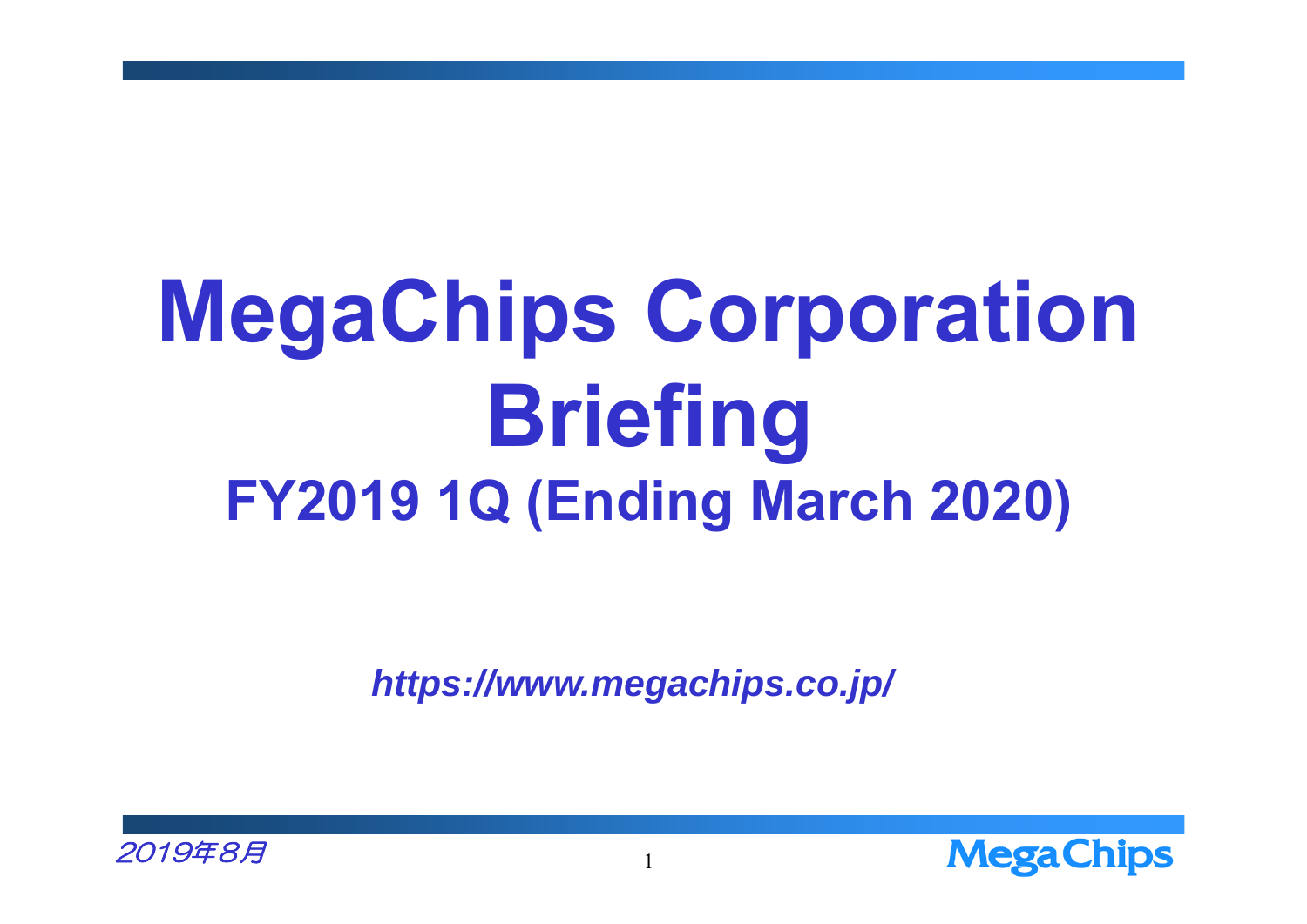# MegaChips Corporation Briefing

## FY2019 1Q (Ending March 2020)

***https://www.megachips.co.jp/***

2019年8月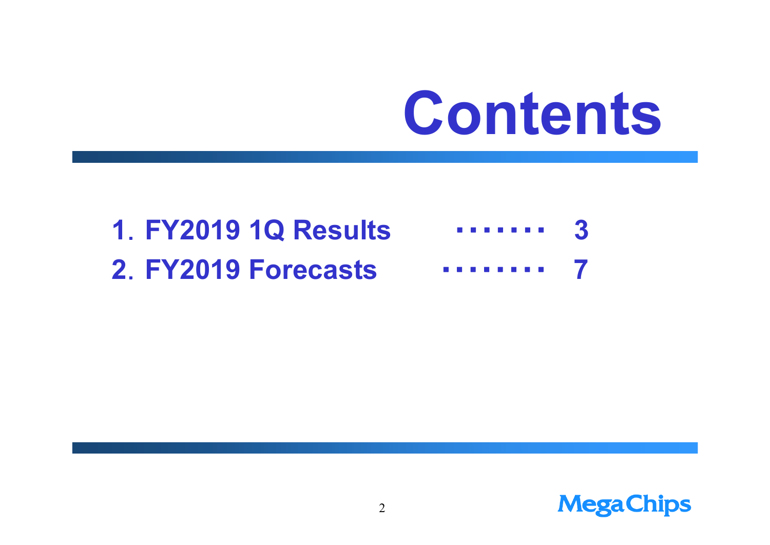# Contents

1. FY2019 1Q Results ・・・・・・・ 3
2. FY2019 Forecasts ・・・・・・・・ 7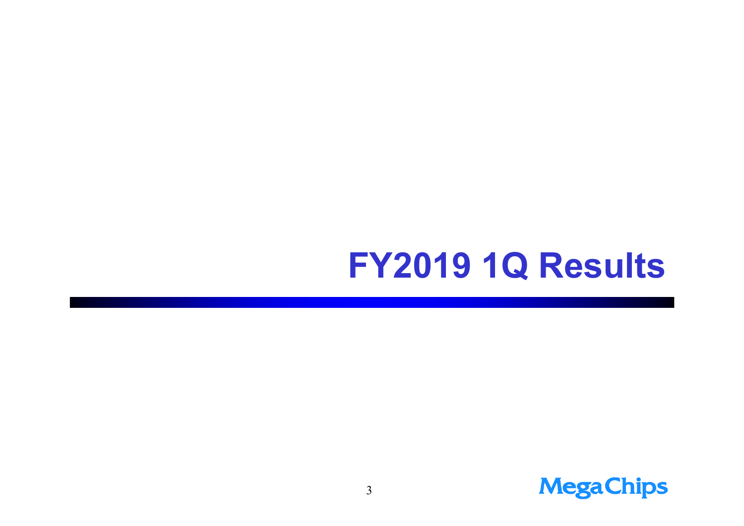# FY2019 1Q Results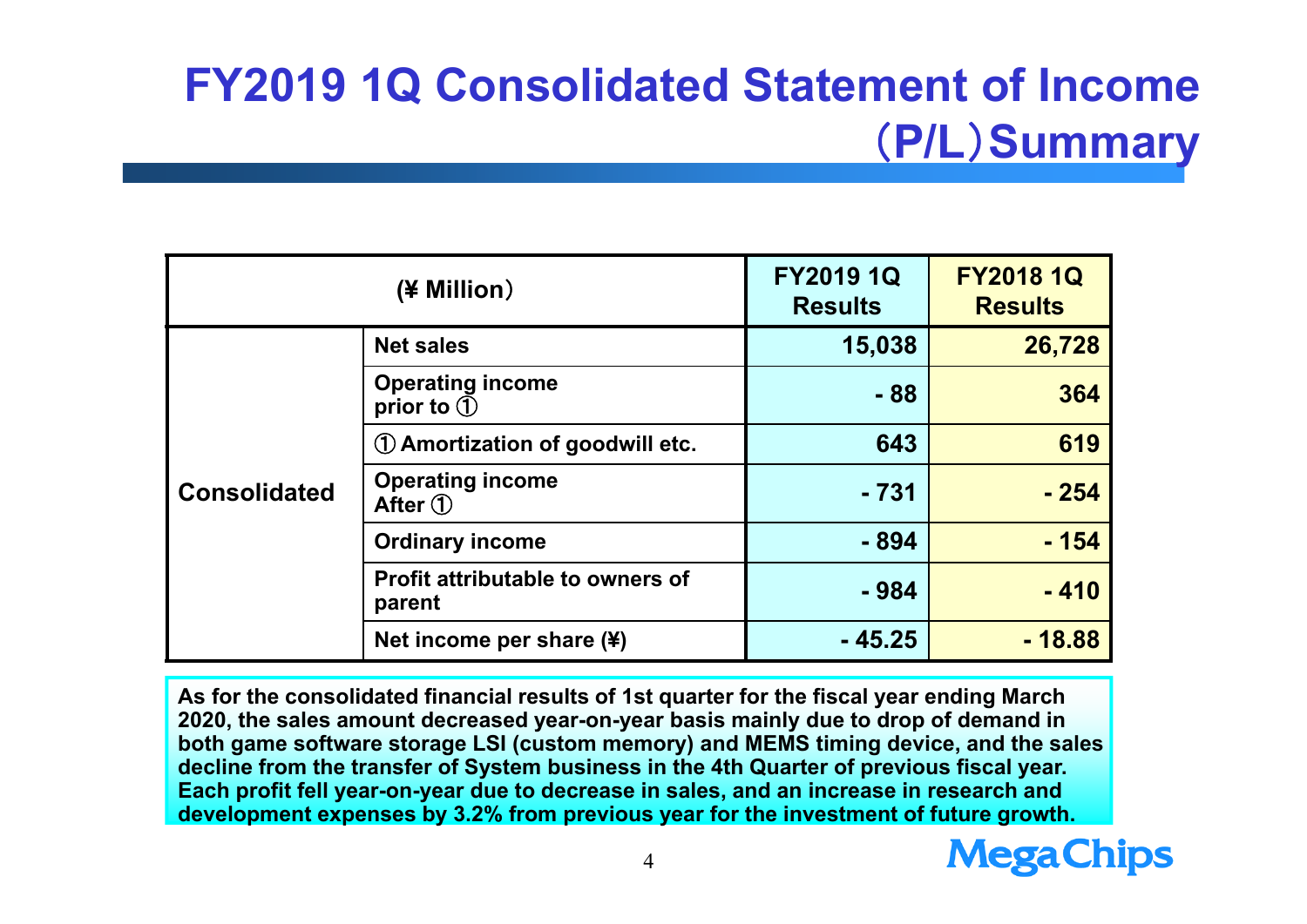# FY2019 1Q Consolidated Statement of Income（P/L）Summary

| (¥ Million） | | FY2019 1Q Results | FY2018 1Q Results |
|---|---|---|---|
| Consolidated | Net sales | 15,038 | 26,728 |
| | Operating income prior to ① | - 88 | 364 |
| | ① Amortization of goodwill etc. | 643 | 619 |
| | Operating income After ① | - 731 | - 254 |
| | Ordinary income | - 894 | - 154 |
| | Profit attributable to owners of parent | - 984 | - 410 |
| | Net income per share (¥) | - 45.25 | - 18.88 |

**As for the consolidated financial results of 1st quarter for the fiscal year ending March 2020, the sales amount decreased year-on-year basis mainly due to drop of demand in both game software storage LSI (custom memory) and MEMS timing device, and the sales decline from the transfer of System business in the 4th Quarter of previous fiscal year. Each profit fell year-on-year due to decrease in sales, and an increase in research and development expenses by 3.2% from previous year for the investment of future growth.**

MegaChips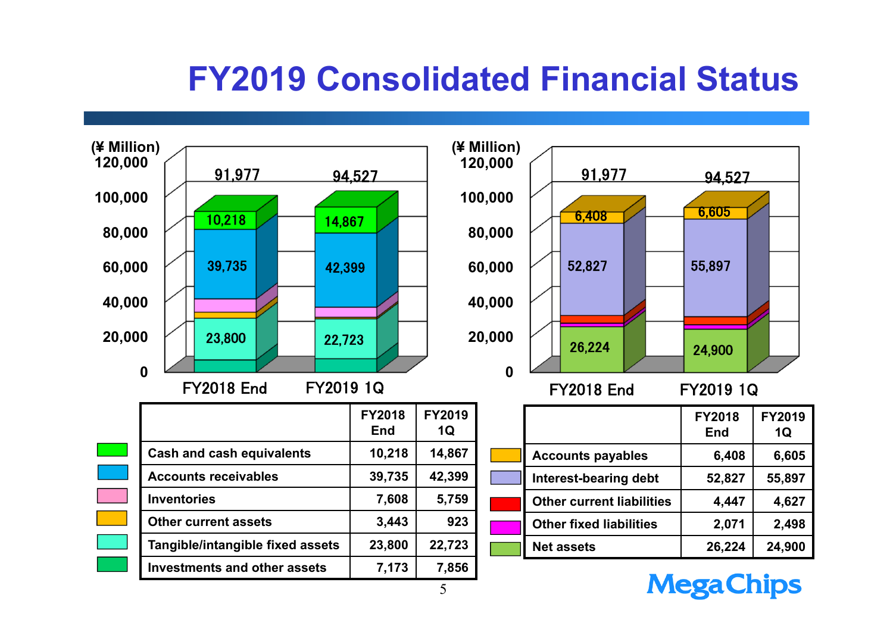# FY2019 Consolidated Financial Status

(¥ Million)

| | FY2018 End | FY2019 1Q |
|---|---|---|
| Total | 91,977 | 94,527 |
| Cash and cash equivalents | 10,218 | 14,867 |
| Accounts receivables | 39,735 | 42,399 |
| Inventories | 7,608 | 5,759 |
| Other current assets | 3,443 | 923 |
| Tangible/intangible fixed assets | 23,800 | 22,723 |
| Investments and other assets | 7,173 | 7,856 |

(¥ Million)

| | FY2018 End | FY2019 1Q |
|---|---|---|
| Total | 91,977 | 94,527 |
| Accounts payables | 6,408 | 6,605 |
| Interest-bearing debt | 52,827 | 55,897 |
| Other current liabilities | 4,447 | 4,627 |
| Other fixed liabilities | 2,071 | 2,498 |
| Net assets | 26,224 | 24,900 |

MegaChips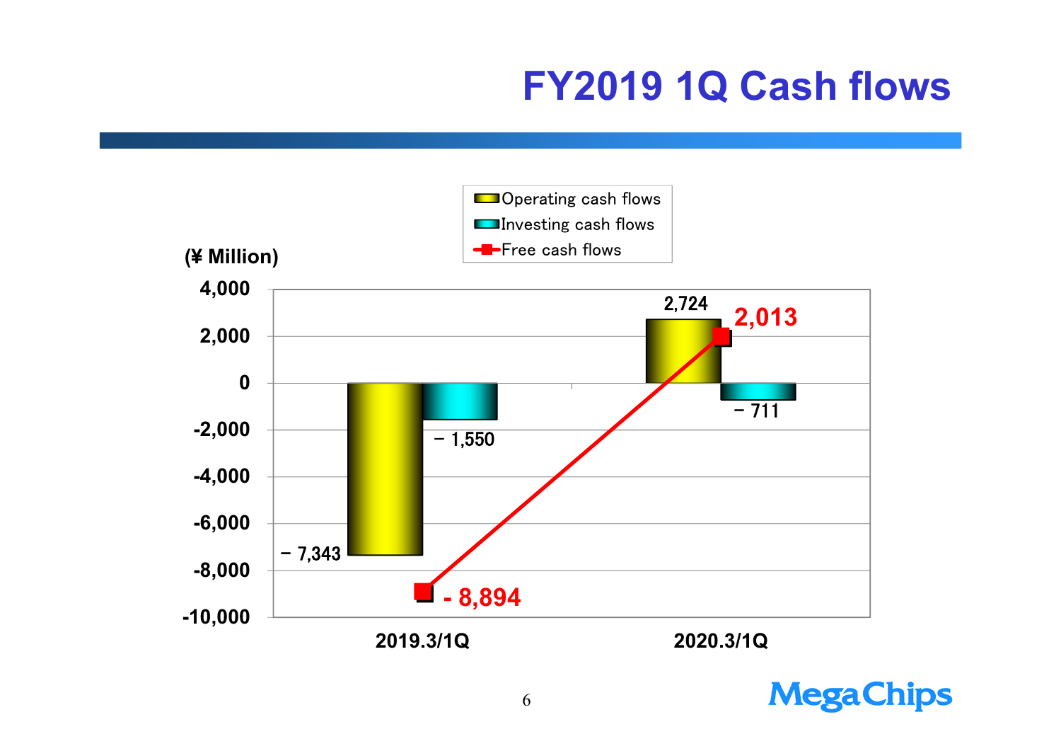# FY2019 1Q Cash flows

(¥ Million)

| | 2019.3/1Q | 2020.3/1Q |
|---|---|---|
| Operating cash flows | − 7,343 | 2,724 |
| Investing cash flows | − 1,550 | − 711 |
| Free cash flows | - 8,894 | 2,013 |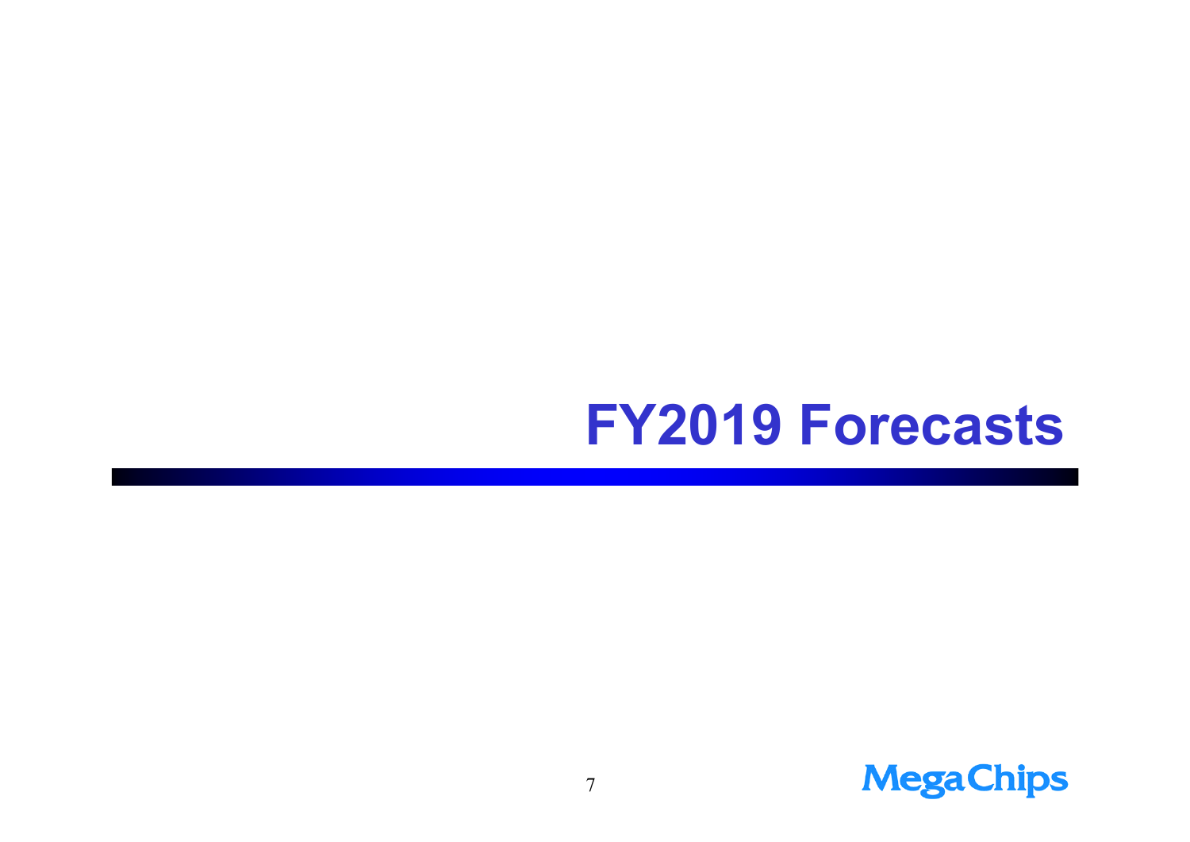# FY2019 Forecasts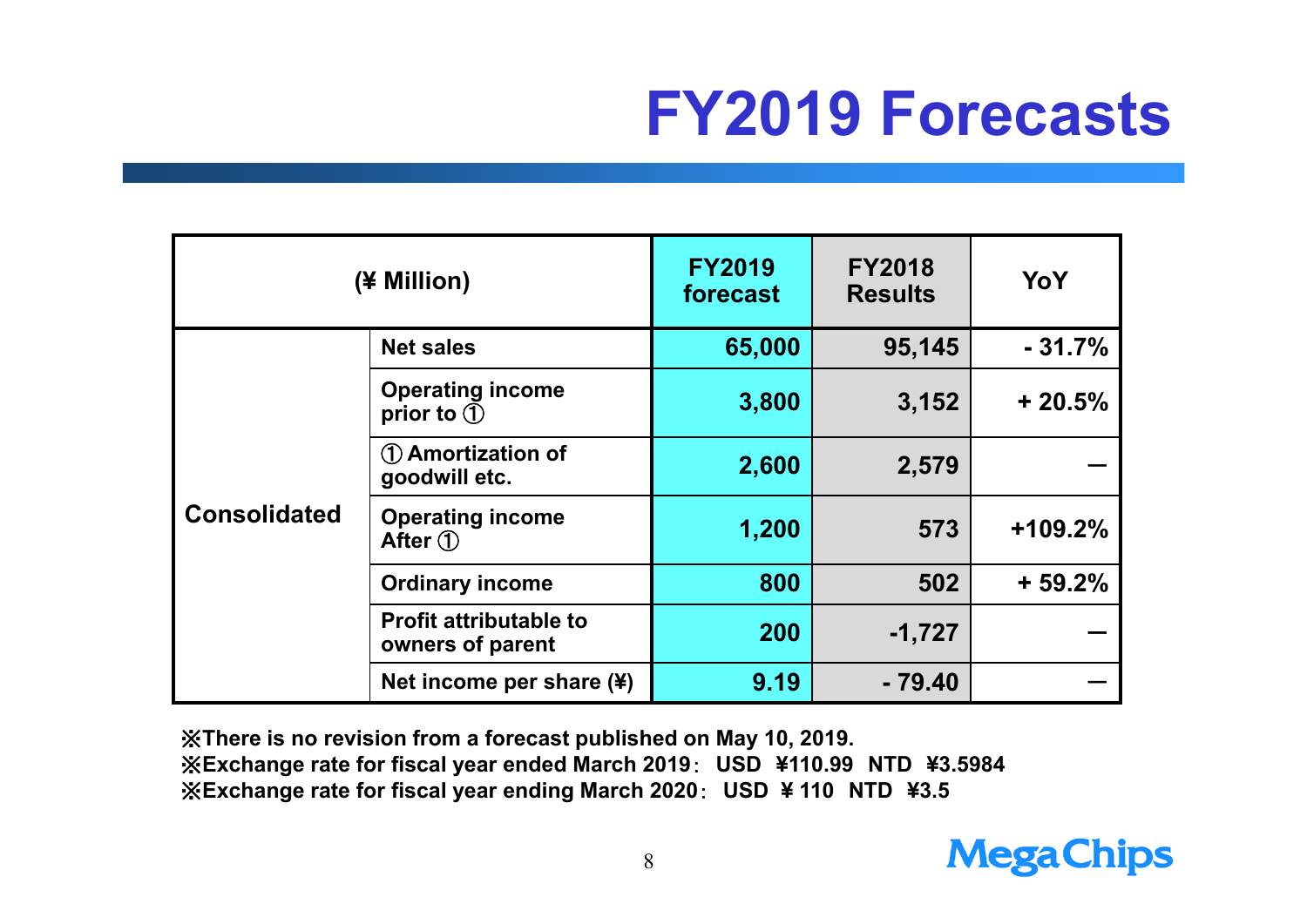# FY2019 Forecasts

| (¥ Million) | | FY2019 forecast | FY2018 Results | YoY |
|---|---|---|---|---|
| Consolidated | Net sales | 65,000 | 95,145 | - 31.7% |
| | Operating income prior to ① | 3,800 | 3,152 | + 20.5% |
| | ① Amortization of goodwill etc. | 2,600 | 2,579 | — |
| | Operating income After ① | 1,200 | 573 | +109.2% |
| | Ordinary income | 800 | 502 | + 59.2% |
| | Profit attributable to owners of parent | 200 | -1,727 | — |
| | Net income per share (¥) | 9.19 | - 79.40 | — |

※There is no revision from a forecast published on May 10, 2019.
※Exchange rate for fiscal year ended March 2019： USD ¥110.99 NTD ¥3.5984
※Exchange rate for fiscal year ending March 2020： USD ¥110 NTD ¥3.5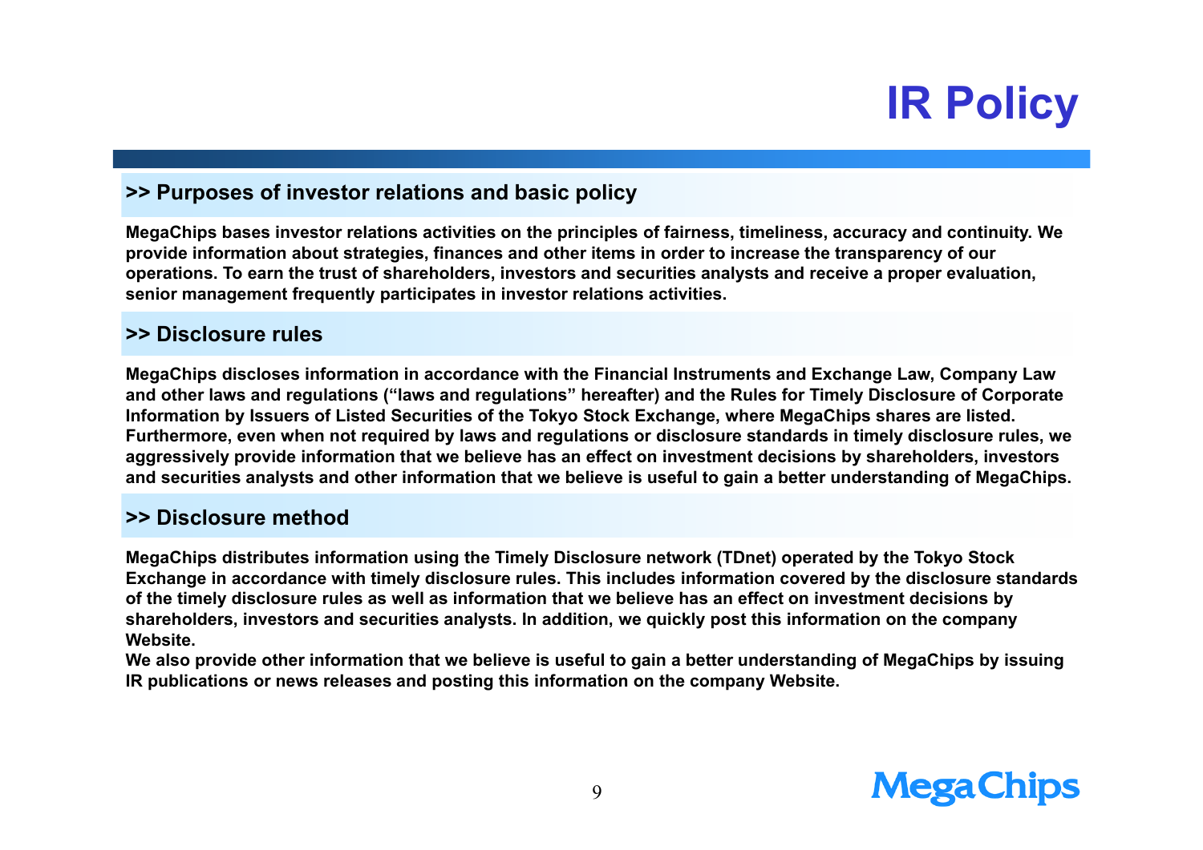# IR Policy

## >> Purposes of investor relations and basic policy

**MegaChips bases investor relations activities on the principles of fairness, timeliness, accuracy and continuity. We provide information about strategies, finances and other items in order to increase the transparency of our operations. To earn the trust of shareholders, investors and securities analysts and receive a proper evaluation, senior management frequently participates in investor relations activities.**

## >> Disclosure rules

**MegaChips discloses information in accordance with the Financial Instruments and Exchange Law, Company Law and other laws and regulations ("laws and regulations" hereafter) and the Rules for Timely Disclosure of Corporate Information by Issuers of Listed Securities of the Tokyo Stock Exchange, where MegaChips shares are listed. Furthermore, even when not required by laws and regulations or disclosure standards in timely disclosure rules, we aggressively provide information that we believe has an effect on investment decisions by shareholders, investors and securities analysts and other information that we believe is useful to gain a better understanding of MegaChips.**

## >> Disclosure method

**MegaChips distributes information using the Timely Disclosure network (TDnet) operated by the Tokyo Stock Exchange in accordance with timely disclosure rules. This includes information covered by the disclosure standards of the timely disclosure rules as well as information that we believe has an effect on investment decisions by shareholders, investors and securities analysts. In addition, we quickly post this information on the company Website.**

**We also provide other information that we believe is useful to gain a better understanding of MegaChips by issuing IR publications or news releases and posting this information on the company Website.**

MegaChips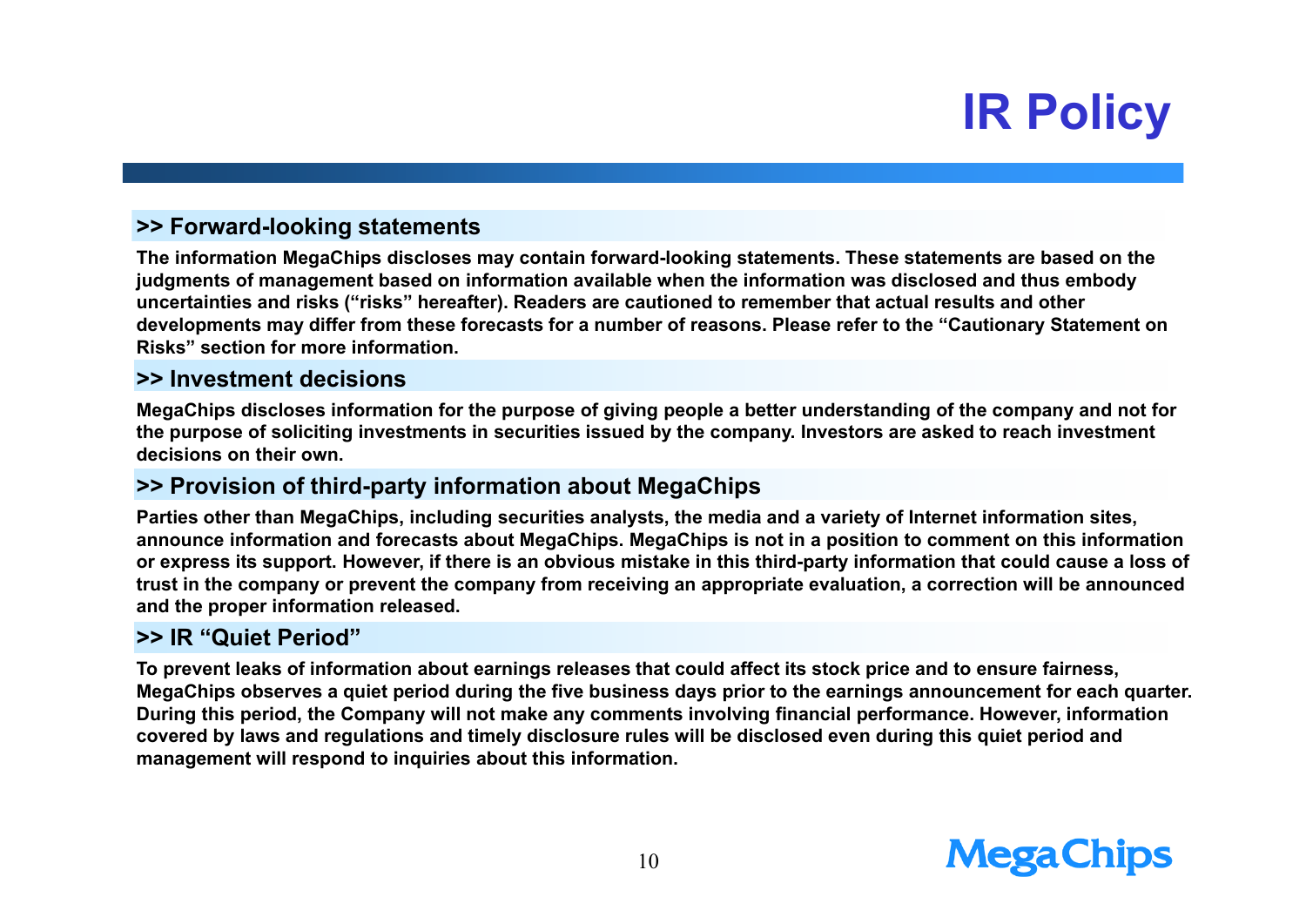# IR Policy

## >> Forward-looking statements

**The information MegaChips discloses may contain forward-looking statements. These statements are based on the judgments of management based on information available when the information was disclosed and thus embody uncertainties and risks (“risks” hereafter). Readers are cautioned to remember that actual results and other developments may differ from these forecasts for a number of reasons. Please refer to the “Cautionary Statement on Risks” section for more information.**

## >> Investment decisions

**MegaChips discloses information for the purpose of giving people a better understanding of the company and not for the purpose of soliciting investments in securities issued by the company. Investors are asked to reach investment decisions on their own.**

## >> Provision of third-party information about MegaChips

**Parties other than MegaChips, including securities analysts, the media and a variety of Internet information sites, announce information and forecasts about MegaChips. MegaChips is not in a position to comment on this information or express its support. However, if there is an obvious mistake in this third-party information that could cause a loss of trust in the company or prevent the company from receiving an appropriate evaluation, a correction will be announced and the proper information released.**

## >> IR “Quiet Period”

**To prevent leaks of information about earnings releases that could affect its stock price and to ensure fairness, MegaChips observes a quiet period during the five business days prior to the earnings announcement for each quarter. During this period, the Company will not make any comments involving financial performance. However, information covered by laws and regulations and timely disclosure rules will be disclosed even during this quiet period and management will respond to inquiries about this information.**

MegaChips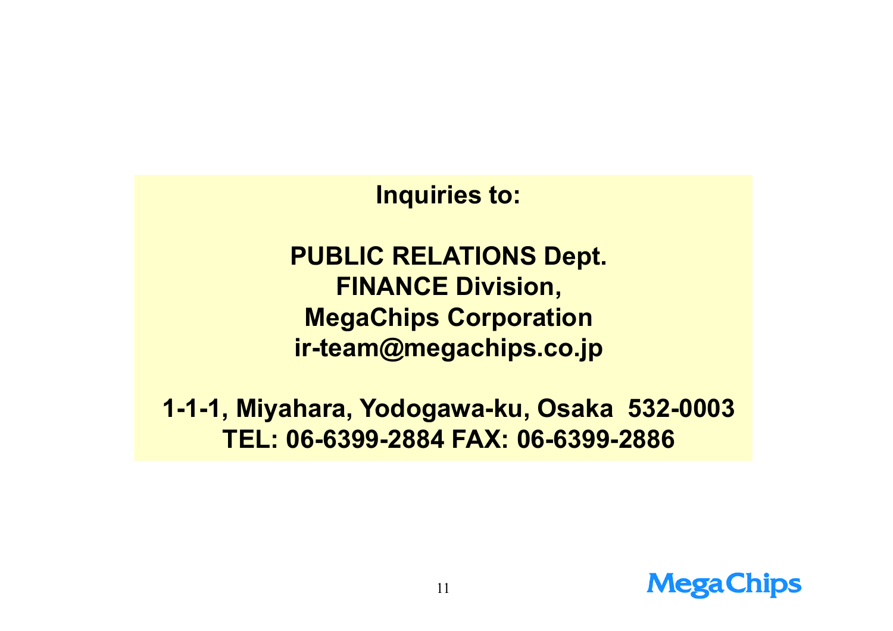**Inquiries to:**

**PUBLIC RELATIONS Dept.**
**FINANCE Division,**
**MegaChips Corporation**
**ir-team@megachips.co.jp**

**1-1-1, Miyahara, Yodogawa-ku, Osaka 532-0003**
**TEL: 06-6399-2884 FAX: 06-6399-2886**

MegaChips